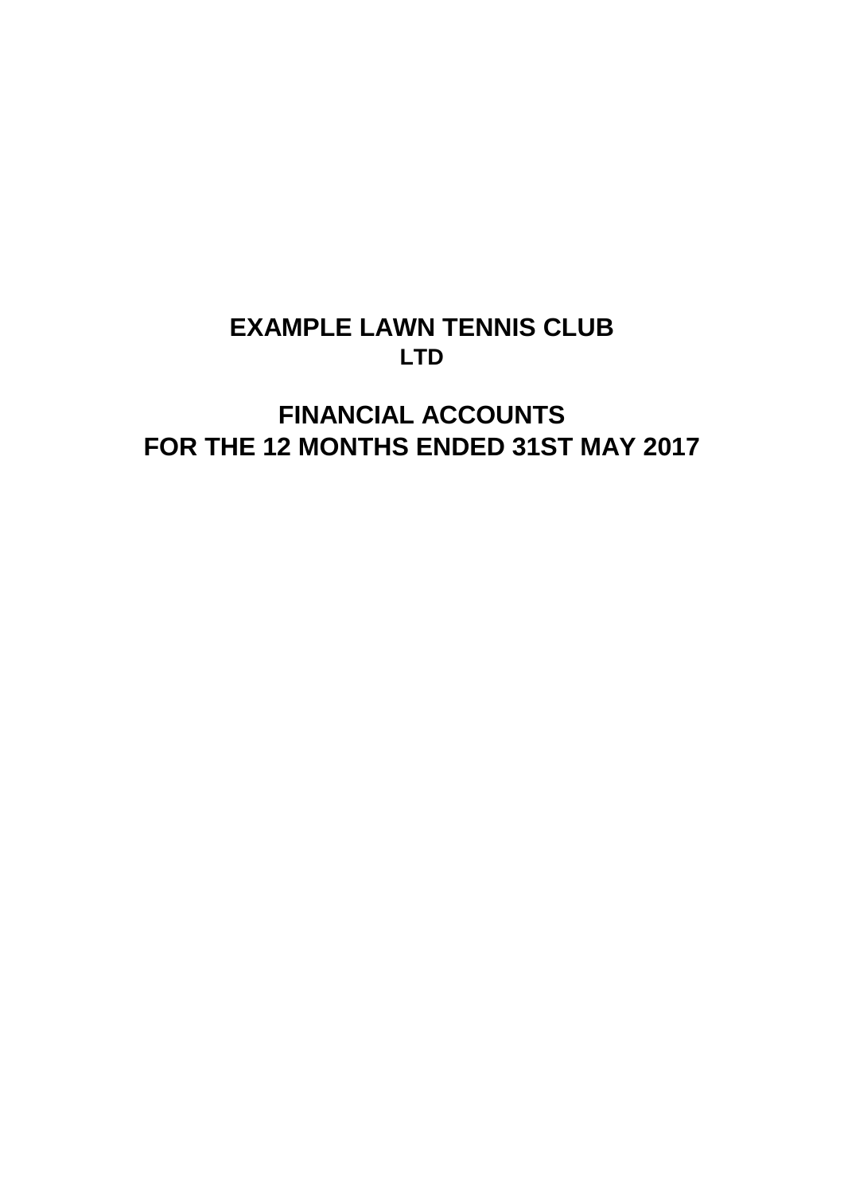# EXAMPLE LAWN TENNIS CLUB
### LTD

## FINANCIAL ACCOUNTS
## FOR THE 12 MONTHS ENDED 31ST MAY 2017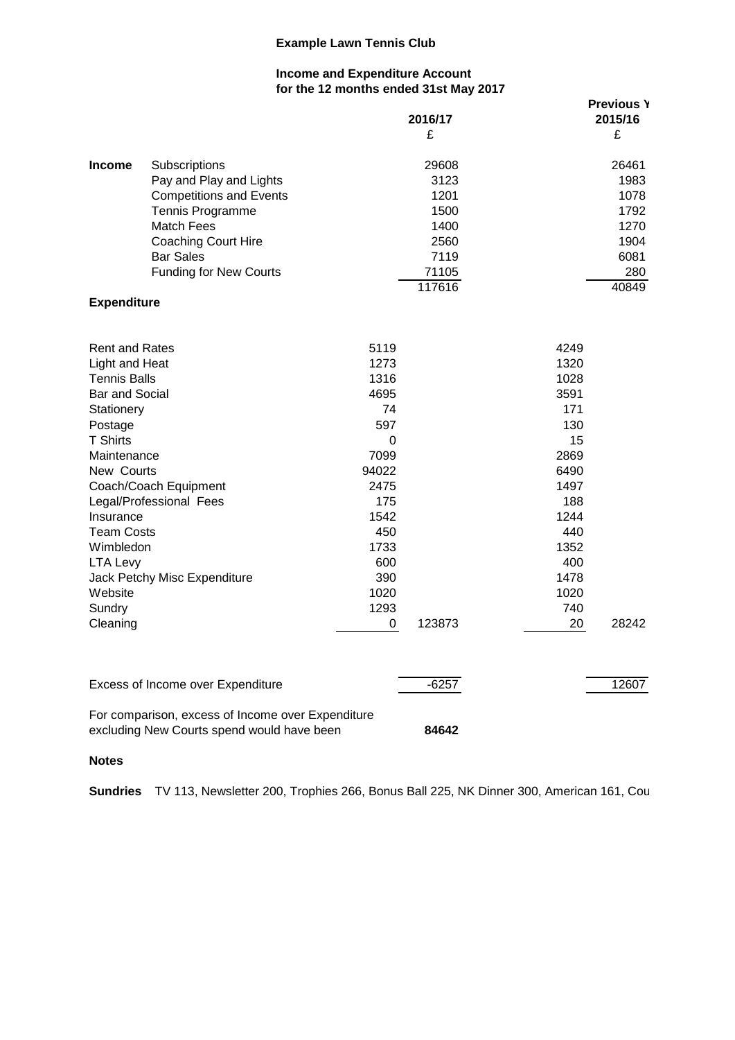# Example Lawn Tennis Club

## Income and Expenditure Account
## for the 12 months ended 31st May 2017

| | | 2016/17 | | Previous Y 2015/16 | |
|---|---|---|---|---|---|
| | | | £ | | £ |
| **Income** | Subscriptions | | 29608 | | 26461 |
| | Pay and Play and Lights | | 3123 | | 1983 |
| | Competitions and Events | | 1201 | | 1078 |
| | Tennis Programme | | 1500 | | 1792 |
| | Match Fees | | 1400 | | 1270 |
| | Coaching Court Hire | | 2560 | | 1904 |
| | Bar Sales | | 7119 | | 6081 |
| | Funding for New Courts | | 71105 | | 280 |
| | | | 117616 | | 40849 |
| **Expenditure** | | | | | |
| Rent and Rates | | 5119 | | 4249 | |
| Light and Heat | | 1273 | | 1320 | |
| Tennis Balls | | 1316 | | 1028 | |
| Bar and Social | | 4695 | | 3591 | |
| Stationery | | 74 | | 171 | |
| Postage | | 597 | | 130 | |
| T Shirts | | 0 | | 15 | |
| Maintenance | | 7099 | | 2869 | |
| New Courts | | 94022 | | 6490 | |
| Coach/Coach Equipment | | 2475 | | 1497 | |
| Legal/Professional Fees | | 175 | | 188 | |
| Insurance | | 1542 | | 1244 | |
| Team Costs | | 450 | | 440 | |
| Wimbledon | | 1733 | | 1352 | |
| LTA Levy | | 600 | | 400 | |
| Jack Petchy Misc Expenditure | | 390 | | 1478 | |
| Website | | 1020 | | 1020 | |
| Sundry | | 1293 | | 740 | |
| Cleaning | | 0 | 123873 | 20 | 28242 |
| Excess of Income over Expenditure | | | -6257 | | 12607 |
| For comparison, excess of Income over Expenditure excluding New Courts spend would have been | | | **84642** | | |

**Notes**

**Sundries** TV 113, Newsletter 200, Trophies 266, Bonus Ball 225, NK Dinner 300, American 161, Cou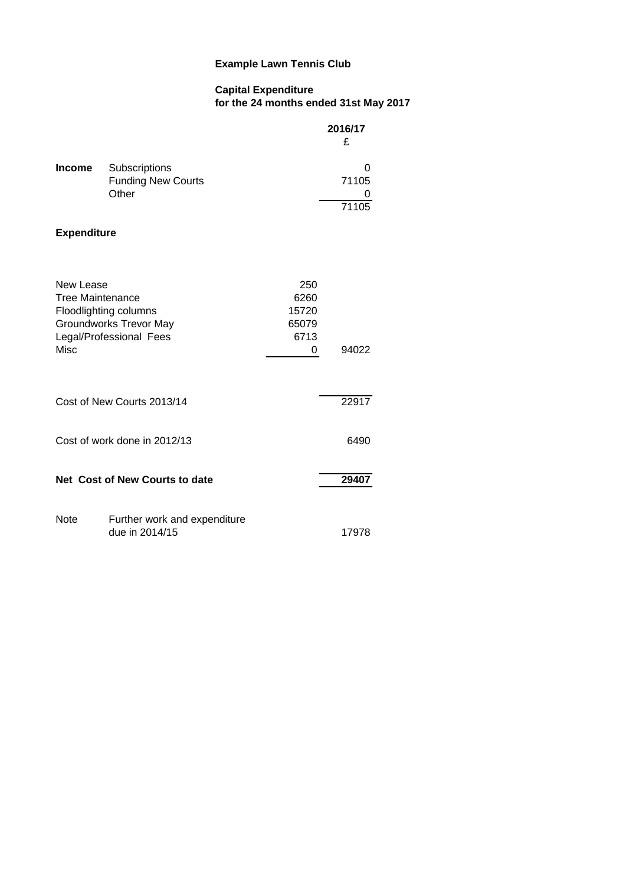**Example Lawn Tennis Club**

**Capital Expenditure**
**for the 24 months ended 31st May 2017**

| | | | **2016/17** |
|---|---|---|---|
| | | | £ |
| **Income** | Subscriptions | | 0 |
| | Funding New Courts | | 71105 |
| | Other | | 0 |
| | | | 71105 |
| **Expenditure** | | | |
| New Lease | | 250 | |
| Tree Maintenance | | 6260 | |
| Floodlighting columns | | 15720 | |
| Groundworks Trevor May | | 65079 | |
| Legal/Professional Fees | | 6713 | |
| Misc | | 0 | 94022 |
| Cost of New Courts 2013/14 | | | 22917 |
| Cost of work done in 2012/13 | | | 6490 |
| **Net Cost of New Courts to date** | | | **29407** |
| Note | Further work and expenditure due in 2014/15 | | 17978 |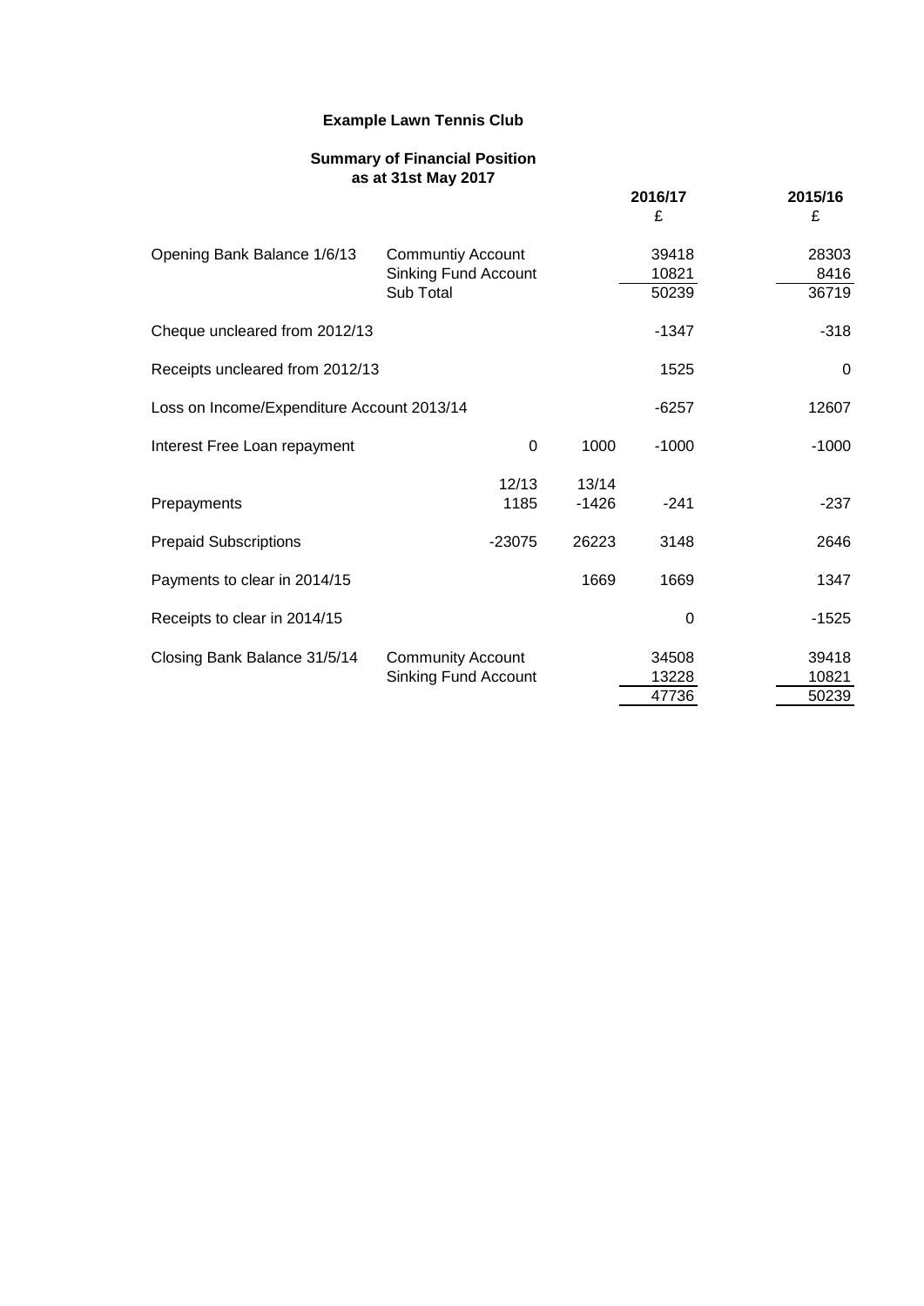**Example Lawn Tennis Club**

**Summary of Financial Position**
**as at 31st May 2017**

| | | | | 2016/17 | 2015/16 |
|---|---|---|---|---|---|
| | | | | £ | £ |
| Opening Bank Balance 1/6/13 | Communtiy Account | | | 39418 | 28303 |
| | Sinking Fund Account | | | 10821 | 8416 |
| | Sub Total | | | 50239 | 36719 |
| Cheque uncleared from 2012/13 | | | | -1347 | -318 |
| Receipts uncleared from 2012/13 | | | | 1525 | 0 |
| Loss on Income/Expenditure Account 2013/14 | | | | -6257 | 12607 |
| Interest Free Loan repayment | | 0 | 1000 | -1000 | -1000 |
| | | 12/13 | 13/14 | | |
| Prepayments | | 1185 | -1426 | -241 | -237 |
| Prepaid Subscriptions | | -23075 | 26223 | 3148 | 2646 |
| Payments to clear in 2014/15 | | | 1669 | 1669 | 1347 |
| Receipts to clear in 2014/15 | | | | 0 | -1525 |
| Closing Bank Balance 31/5/14 | Community Account | | | 34508 | 39418 |
| | Sinking Fund Account | | | 13228 | 10821 |
| | | | | 47736 | 50239 |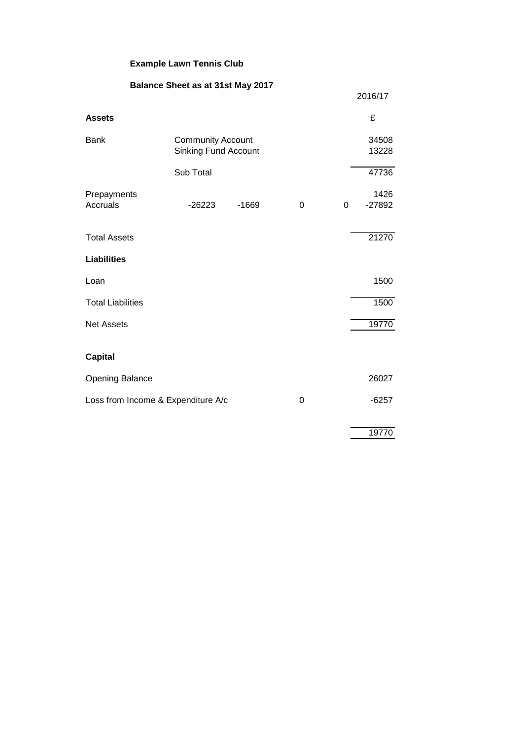**Example Lawn Tennis Club**

**Balance Sheet as at 31st May 2017**

| | | | | | | 2016/17 |
|---|---|---|---|---|---|---|
| **Assets** | | | | | | £ |
| Bank | Community Account | | | | | 34508 |
| | Sinking Fund Account | | | | | 13228 |
| | Sub Total | | | | | 47736 |
| Prepayments | | | | | | 1426 |
| Accruals | -26223 | -1669 | 0 | | 0 | -27892 |
| Total Assets | | | | | | 21270 |
| **Liabilities** | | | | | | |
| Loan | | | | | | 1500 |
| Total Liabilities | | | | | | 1500 |
| Net Assets | | | | | | 19770 |
| **Capital** | | | | | | |
| Opening Balance | | | | | | 26027 |
| Loss from Income & Expenditure A/c | | | 0 | | | -6257 |
| | | | | | | 19770 |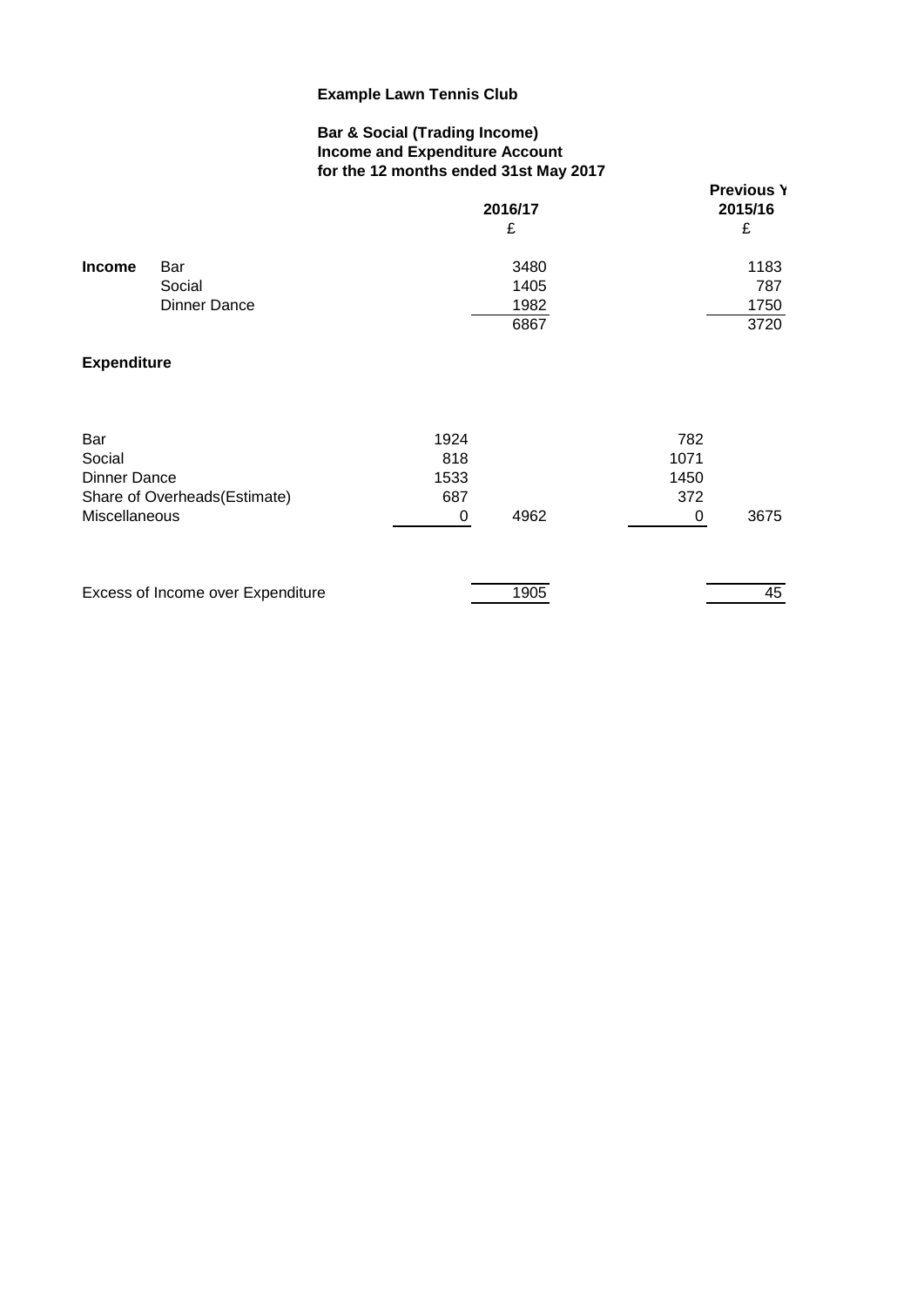**Example Lawn Tennis Club**

**Bar & Social (Trading Income)**
**Income and Expenditure Account**
**for the 12 months ended 31st May 2017**

| | | | **2016/17** | | **Previous Y 2015/16** |
|---|---|---|---|---|---|
| | | | £ | | £ |
| **Income** | Bar | | 3480 | | 1183 |
| | Social | | 1405 | | 787 |
| | Dinner Dance | | 1982 | | 1750 |
| | | | 6867 | | 3720 |
| **Expenditure** | | | | | |
| Bar | | 1924 | | 782 | |
| Social | | 818 | | 1071 | |
| Dinner Dance | | 1533 | | 1450 | |
| Share of Overheads(Estimate) | | 687 | | 372 | |
| Miscellaneous | | 0 | 4962 | 0 | 3675 |
| Excess of Income over Expenditure | | | 1905 | | 45 |